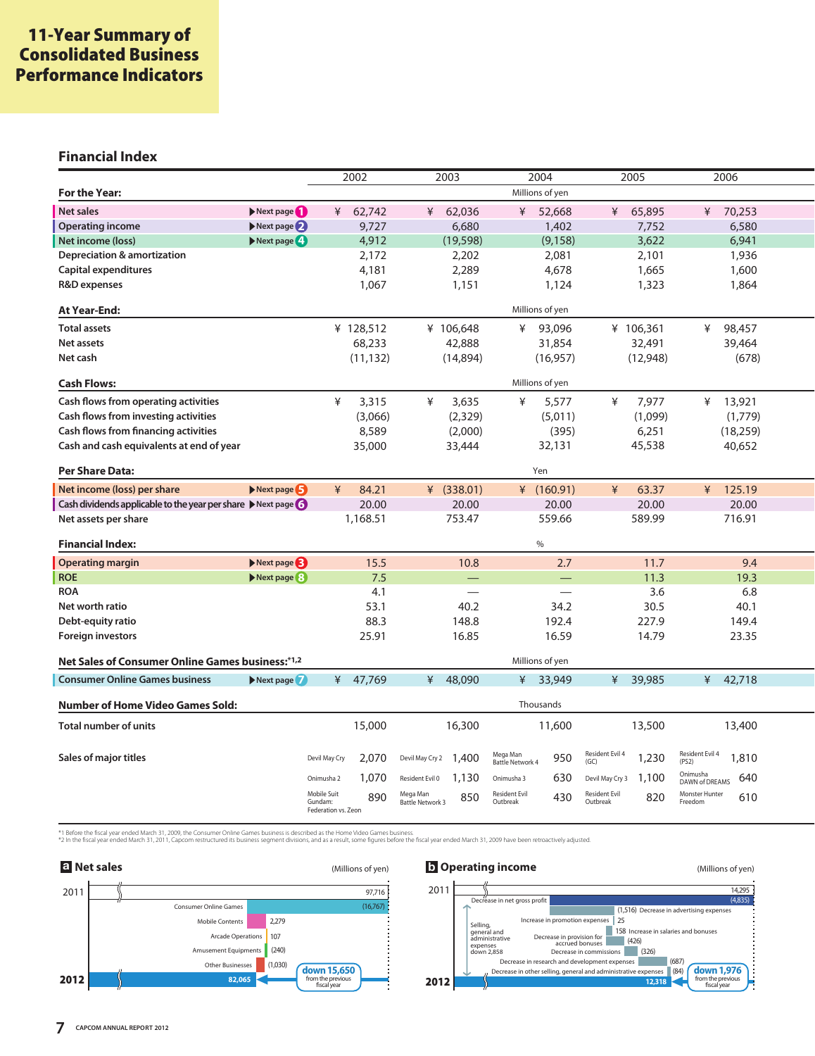# 11-Year Summary of Consolidated Business Performance Indicators

## Financial Index

| | | 2002 | 2003 | 2004 | 2005 | 2006 |
|---|---|---|---|---|---|---|
| **For the Year:** | | | | Millions of yen | | |
| Net sales | ▶Next page 1 | ¥ 62,742 | ¥ 62,036 | ¥ 52,668 | ¥ 65,895 | ¥ 70,253 |
| Operating income | ▶Next page 2 | 9,727 | 6,680 | 1,402 | 7,752 | 6,580 |
| Net income (loss) | ▶Next page 4 | 4,912 | (19,598) | (9,158) | 3,622 | 6,941 |
| Depreciation & amortization | | 2,172 | 2,202 | 2,081 | 2,101 | 1,936 |
| Capital expenditures | | 4,181 | 2,289 | 4,678 | 1,665 | 1,600 |
| R&D expenses | | 1,067 | 1,151 | 1,124 | 1,323 | 1,864 |
| **At Year-End:** | | | | Millions of yen | | |
| Total assets | | ¥ 128,512 | ¥ 106,648 | ¥ 93,096 | ¥ 106,361 | ¥ 98,457 |
| Net assets | | 68,233 | 42,888 | 31,854 | 32,491 | 39,464 |
| Net cash | | (11,132) | (14,894) | (16,957) | (12,948) | (678) |
| **Cash Flows:** | | | | Millions of yen | | |
| Cash flows from operating activities | | ¥ 3,315 | ¥ 3,635 | ¥ 5,577 | ¥ 7,977 | ¥ 13,921 |
| Cash flows from investing activities | | (3,066) | (2,329) | (5,011) | (1,099) | (1,779) |
| Cash flows from financing activities | | 8,589 | (2,000) | (395) | 6,251 | (18,259) |
| Cash and cash equivalents at end of year | | 35,000 | 33,444 | 32,131 | 45,538 | 40,652 |
| **Per Share Data:** | | | | Yen | | |
| Net income (loss) per share | ▶Next page 5 | ¥ 84.21 | ¥ (338.01) | ¥ (160.91) | ¥ 63.37 | ¥ 125.19 |
| Cash dividends applicable to the year per share | ▶Next page 6 | 20.00 | 20.00 | 20.00 | 20.00 | 20.00 |
| Net assets per share | | 1,168.51 | 753.47 | 559.66 | 589.99 | 716.91 |
| **Financial Index:** | | | | % | | |
| Operating margin | ▶Next page 3 | 15.5 | 10.8 | 2.7 | 11.7 | 9.4 |
| ROE | ▶Next page 8 | 7.5 | — | — | 11.3 | 19.3 |
| ROA | | 4.1 | — | — | 3.6 | 6.8 |
| Net worth ratio | | 53.1 | 40.2 | 34.2 | 30.5 | 40.1 |
| Debt-equity ratio | | 88.3 | 148.8 | 192.4 | 227.9 | 149.4 |
| Foreign investors | | 25.91 | 16.85 | 16.59 | 14.79 | 23.35 |
| **Net Sales of Consumer Online Games business:**[*1,2] | | | | Millions of yen | | |
| Consumer Online Games business | ▶Next page 7 | ¥ 47,769 | ¥ 48,090 | ¥ 33,949 | ¥ 39,985 | ¥ 42,718 |
| **Number of Home Video Games Sold:** | | | | Thousands | | |
| Total number of units | | 15,000 | 16,300 | 11,600 | 13,500 | 13,400 |
| Sales of major titles | | Devil May Cry 2,070 | Devil May Cry 2 1,400 | Mega Man Battle Network 4 950 | Resident Evil 4 (GC) 1,230 | Resident Evil 4 (PS2) 1,810 |
| | | Onimusha 2 1,070 | Resident Evil 0 1,130 | Onimusha 3 630 | Devil May Cry 3 1,100 | Onimusha DAWN of DREAMS 640 |
| | | Mobile Suit Gundam: Federation vs. Zeon 890 | Mega Man Battle Network 3 850 | Resident Evil Outbreak 430 | Resident Evil Outbreak 820 | Monster Hunter Freedom 610 |

*1 Before the fiscal year ended March 31, 2009, the Consumer Online Games business is described as the Home Video Games business.
*2 In the fiscal year ended March 31, 2011, Capcom restructured its business segment divisions, and as a result, some figures before the fiscal year ended March 31, 2009 have been retroactively adjusted.

### a Net sales

(Millions of yen)

2011
97,716
Consumer Online Games (16,767)
Mobile Contents 2,279
Arcade Operations 107
Amusement Equipments (240)
Other Businesses (1,030)
2012
82,065
down 15,650 from the previous fiscal year

### b Operating income

(Millions of yen)

2011
14,295
Decrease in net gross profit (4,835)
(1,516) Decrease in advertising expenses
Increase in promotion expenses 25
158 Increase in salaries and bonuses
Decrease in provision for accrued bonuses (426)
Decrease in commissions (326)
Decrease in research and development expenses (687)
Decrease in other selling, general and administrative expenses (84)
Selling, general and administrative expenses down 2,858
2012
12,318
down 1,976 from the previous fiscal year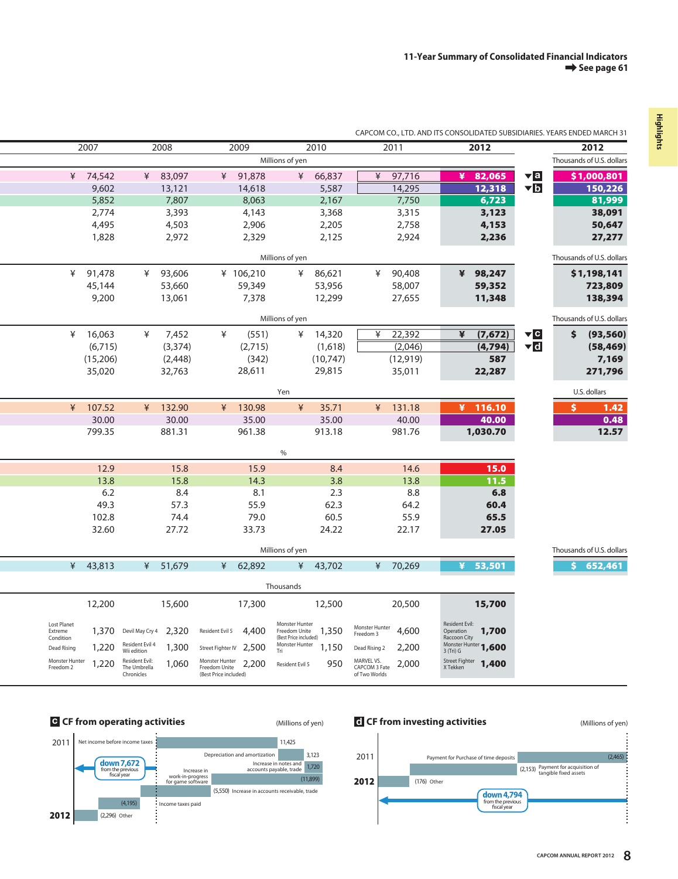## 11-Year Summary of Consolidated Financial Indicators
➡ See page 61

CAPCOM CO., LTD. AND ITS CONSOLIDATED SUBSIDIARIES. YEARS ENDED MARCH 31

| 2007 | 2008 | 2009 | 2010 | 2011 | 2012 | | 2012 |
|---|---|---|---|---|---|---|---|
| Millions of yen | | | | | | | Thousands of U.S. dollars |
| ¥ 74,542 | ¥ 83,097 | ¥ 91,878 | ¥ 66,837 | ¥ 97,716 | ¥ 82,065 | ▼a | $1,000,801 |
| 9,602 | 13,121 | 14,618 | 5,587 | 14,295 | 12,318 | ▼b | 150,226 |
| 5,852 | 7,807 | 8,063 | 2,167 | 7,750 | 6,723 | | 81,999 |
| 2,774 | 3,393 | 4,143 | 3,368 | 3,315 | 3,123 | | 38,091 |
| 4,495 | 4,503 | 2,906 | 2,205 | 2,758 | 4,153 | | 50,647 |
| 1,828 | 2,972 | 2,329 | 2,125 | 2,924 | 2,236 | | 27,277 |
| Millions of yen | | | | | | | Thousands of U.S. dollars |
| ¥ 91,478 | ¥ 93,606 | ¥ 106,210 | ¥ 86,621 | ¥ 90,408 | ¥ 98,247 | | $1,198,141 |
| 45,144 | 53,660 | 59,349 | 53,956 | 58,007 | 59,352 | | 723,809 |
| 9,200 | 13,061 | 7,378 | 12,299 | 27,655 | 11,348 | | 138,394 |
| Millions of yen | | | | | | | Thousands of U.S. dollars |
| ¥ 16,063 | ¥ 7,452 | ¥ (551) | ¥ 14,320 | ¥ 22,392 | ¥ (7,672) | ▼c | $ (93,560) |
| (6,715) | (3,374) | (2,715) | (1,618) | (2,046) | (4,794) | ▼d | (58,469) |
| (15,206) | (2,448) | (342) | (10,747) | (12,919) | 587 | | 7,169 |
| 35,020 | 32,763 | 28,611 | 29,815 | 35,011 | 22,287 | | 271,796 |
| Yen | | | | | | | U.S. dollars |
| ¥ 107.52 | ¥ 132.90 | ¥ 130.98 | ¥ 35.71 | ¥ 131.18 | ¥ 116.10 | | $ 1.42 |
| 30.00 | 30.00 | 35.00 | 35.00 | 40.00 | 40.00 | | 0.48 |
| 799.35 | 881.31 | 961.38 | 913.18 | 981.76 | 1,030.70 | | 12.57 |
| % | | | | | | | |
| 12.9 | 15.8 | 15.9 | 8.4 | 14.6 | 15.0 | | |
| 13.8 | 15.8 | 14.3 | 3.8 | 13.8 | 11.5 | | |
| 6.2 | 8.4 | 8.1 | 2.3 | 8.8 | 6.8 | | |
| 49.3 | 57.3 | 55.9 | 62.3 | 64.2 | 60.4 | | |
| 102.8 | 74.4 | 79.0 | 60.5 | 55.9 | 65.5 | | |
| 32.60 | 27.72 | 33.73 | 24.22 | 22.17 | 27.05 | | |
| Millions of yen | | | | | | | Thousands of U.S. dollars |
| ¥ 43,813 | ¥ 51,679 | ¥ 62,892 | ¥ 43,702 | ¥ 70,269 | ¥ 53,501 | | $ 652,461 |
| Thousands | | | | | | | |
| 12,200 | 15,600 | 17,300 | 12,500 | 20,500 | 15,700 | | |
| Lost Planet Extreme Condition 1,370 | Devil May Cry 4 2,320 | Resident Evil 5 4,400 | Monster Hunter Freedom Unite (Best Price included) 1,350 | Monster Hunter Freedom 3 4,600 | Resident Evil: Operation Raccoon City 1,700 | | |
| Dead Rising 1,220 | Resident Evil 4 Wii edition 1,300 | Street Fighter IV 2,500 | Monster Hunter Tri 1,150 | Dead Rising 2 2,200 | Monster Hunter 3 (Tri) G 1,600 | | |
| Monster Hunter Freedom 2 1,220 | Resident Evil: The Umbrella Chronicles 1,060 | Monster Hunter Freedom Unite (Best Price included) 2,200 | Resident Evil 5 950 | MARVEL VS. CAPCOM 3 Fate of Two Worlds 2,000 | Street Fighter X Tekken 1,400 | | |

### c CF from operating activities

(Millions of yen)

2011

Net income before income taxes 11,425

Depreciation and amortization 3,123

Increase in notes and accounts payable, trade 1,720

Increase in work-in-progress for game software (11,899)

(5,550) Increase in accounts receivable, trade

(4,195) Income taxes paid

2012

(2,296) Other

down 7,672 from the previous fiscal year

### d CF from investing activities

(Millions of yen)

2011

Payment for Purchase of time deposits (2,465)

(2,153) Payment for acquisition of tangible fixed assets

2012

(176) Other

down 4,794 from the previous fiscal year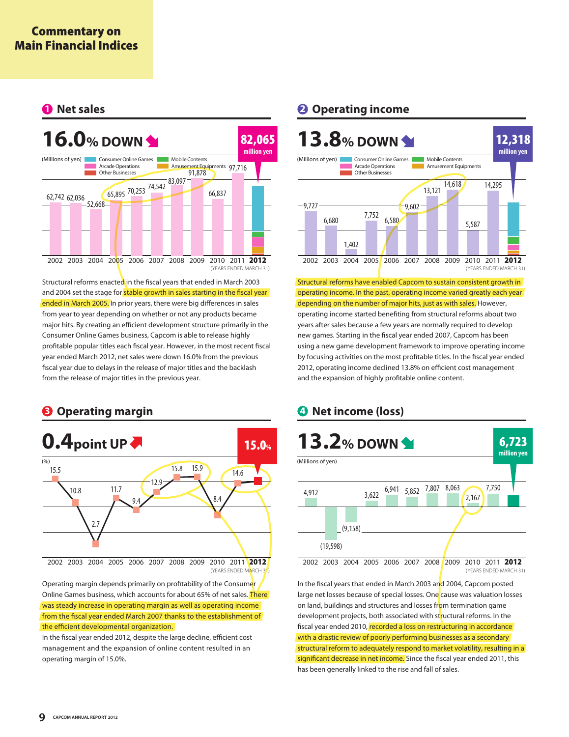# Commentary on Main Financial Indices

## 1 Net sales

16.0% DOWN

82,065 million yen

(Millions of yen)
Consumer Online Games
Arcade Operations
Other Businesses
Mobile Contents
Amusement Equipments

62,742 62,036 52,668 65,895 70,253 74,542 83,097 91,878 66,837 97,716

2002 2003 2004 2005 2006 2007 2008 2009 2010 2011 2012
(YEARS ENDED MARCH 31)

Structural reforms enacted in the fiscal years that ended in March 2003 and 2004 set the stage for stable growth in sales starting in the fiscal year ended in March 2005. In prior years, there were big differences in sales from year to year depending on whether or not any products became major hits. By creating an efficient development structure primarily in the Consumer Online Games business, Capcom is able to release highly profitable popular titles each fiscal year. However, in the most recent fiscal year ended March 2012, net sales were down 16.0% from the previous fiscal year due to delays in the release of major titles and the backlash from the release of major titles in the previous year.

## 2 Operating income

13.8% DOWN

12,318 million yen

(Millions of yen)
Consumer Online Games
Arcade Operations
Other Businesses
Mobile Contents
Amusement Equipments

9,727 6,680 1,402 7,752 6,580 9,602 13,121 14,618 5,587 14,295

2002 2003 2004 2005 2006 2007 2008 2009 2010 2011 2012
(YEARS ENDED MARCH 31)

Structural reforms have enabled Capcom to sustain consistent growth in operating income. In the past, operating income varied greatly each year depending on the number of major hits, just as with sales. However, operating income started benefiting from structural reforms about two years after sales because a few years are normally required to develop new games. Starting in the fiscal year ended 2007, Capcom has been using a new game development framework to improve operating income by focusing activities on the most profitable titles. In the fiscal year ended 2012, operating income declined 13.8% on efficient cost management and the expansion of highly profitable online content.

## 3 Operating margin

0.4point UP

15.0%

(%)

15.5 10.8 2.7 11.7 9.4 12.9 15.8 15.9 8.4 14.6

2002 2003 2004 2005 2006 2007 2008 2009 2010 2011 2012
(YEARS ENDED MARCH 31)

Operating margin depends primarily on profitability of the Consumer Online Games business, which accounts for about 65% of net sales. There was steady increase in operating margin as well as operating income from the fiscal year ended March 2007 thanks to the establishment of the efficient developmental organization.

In the fiscal year ended 2012, despite the large decline, efficient cost management and the expansion of online content resulted in an operating margin of 15.0%.

## 4 Net income (loss)

13.2% DOWN

6,723 million yen

(Millions of yen)

4,912 (19,598) (9,158) 3,622 6,941 5,852 7,807 8,063 2,167 7,750

2002 2003 2004 2005 2006 2007 2008 2009 2010 2011 2012
(YEARS ENDED MARCH 31)

In the fiscal years that ended in March 2003 and 2004, Capcom posted large net losses because of special losses. One cause was valuation losses on land, buildings and structures and losses from termination game development projects, both associated with structural reforms. In the fiscal year ended 2010, recorded a loss on restructuring in accordance with a drastic review of poorly performing businesses as a secondary structural reform to adequately respond to market volatility, resulting in a significant decrease in net income. Since the fiscal year ended 2011, this has been generally linked to the rise and fall of sales.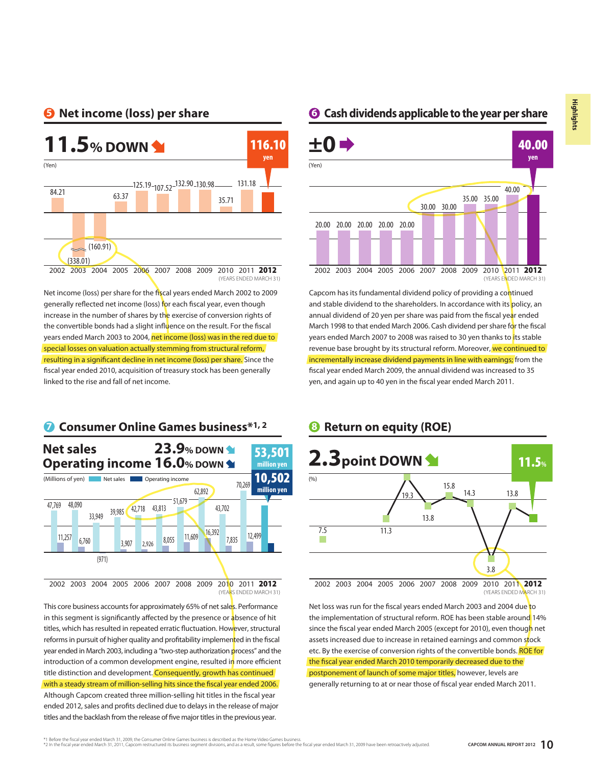## ❺ Net income (loss) per share

**11.5% DOWN**

**116.10** yen

(Yen)

84.21
(338.01)
(160.91)
63.37
125.19
107.52
132.90
130.98
35.71
131.18

2002 2003 2004 2005 2006 2007 2008 2009 2010 2011 **2012**
(YEARS ENDED MARCH 31)

Net income (loss) per share for the fiscal years ended March 2002 to 2009 generally reflected net income (loss) for each fiscal year, even though increase in the number of shares by the exercise of conversion rights of the convertible bonds had a slight influence on the result. For the fiscal years ended March 2003 to 2004, net income (loss) was in the red due to special losses on valuation actually stemming from structural reform, resulting in a significant decline in net income (loss) per share. Since the fiscal year ended 2010, acquisition of treasury stock has been generally linked to the rise and fall of net income.

## ❻ Cash dividends applicable to the year per share

**±0**

**40.00** yen

(Yen)

20.00 20.00 20.00 20.00 20.00 30.00 30.00 35.00 35.00 40.00

2002 2003 2004 2005 2006 2007 2008 2009 2010 2011 **2012**
(YEARS ENDED MARCH 31)

Capcom has its fundamental dividend policy of providing a continued and stable dividend to the shareholders. In accordance with its policy, an annual dividend of 20 yen per share was paid from the fiscal year ended March 1998 to that ended March 2006. Cash dividend per share for the fiscal years ended March 2007 to 2008 was raised to 30 yen thanks to its stable revenue base brought by its structural reform. Moreover, we continued to incrementally increase dividend payments in line with earnings; from the fiscal year ended March 2009, the annual dividend was increased to 35 yen, and again up to 40 yen in the fiscal year ended March 2011.

## ❼ Consumer Online Games business*1, 2

**Net sales 23.9% DOWN**
**Operating income 16.0% DOWN**

**53,501** million yen
**10,502** million yen

(Millions of yen) Net sales Operating income

47,769 11,257
48,090 6,760
33,949 (971)
39,985 3,907
42,718 2,926
43,813 8,055
51,679 11,609
62,892 16,392
43,702 7,835
70,269 12,499

2002 2003 2004 2005 2006 2007 2008 2009 2010 2011 **2012**
(YEARS ENDED MARCH 31)

This core business accounts for approximately 65% of net sales. Performance in this segment is significantly affected by the presence or absence of hit titles, which has resulted in repeated erratic fluctuation. However, structural reforms in pursuit of higher quality and profitability implemented in the fiscal year ended in March 2003, including a "two-step authorization process" and the introduction of a common development engine, resulted in more efficient title distinction and development. Consequently, growth has continued with a steady stream of million-selling hits since the fiscal year ended 2006. Although Capcom created three million-selling hit titles in the fiscal year ended 2012, sales and profits declined due to delays in the release of major titles and the backlash from the release of five major titles in the previous year.

## ❽ Return on equity (ROE)

**2.3 point DOWN**

**11.5%**

(%)

7.5
11.3
19.3
13.8
15.8
14.3
3.8
13.8

2002 2003 2004 2005 2006 2007 2008 2009 2010 2011 **2012**
(YEARS ENDED MARCH 31)

Net loss was run for the fiscal years ended March 2003 and 2004 due to the implementation of structural reform. ROE has been stable around 14% since the fiscal year ended March 2005 (except for 2010), even though net assets increased due to increase in retained earnings and common stock etc. By the exercise of conversion rights of the convertible bonds. ROE for the fiscal year ended March 2010 temporarily decreased due to the postponement of launch of some major titles, however, levels are generally returning to at or near those of fiscal year ended March 2011.

*1 Before the fiscal year ended March 31, 2009, the Consumer Online Games business is described as the Home Video Games business.
*2 In the fiscal year ended March 31, 2011, Capcom restructured its business segment divisions, and as a result, some figures before the fiscal year ended March 31, 2009 have been retroactively adjusted.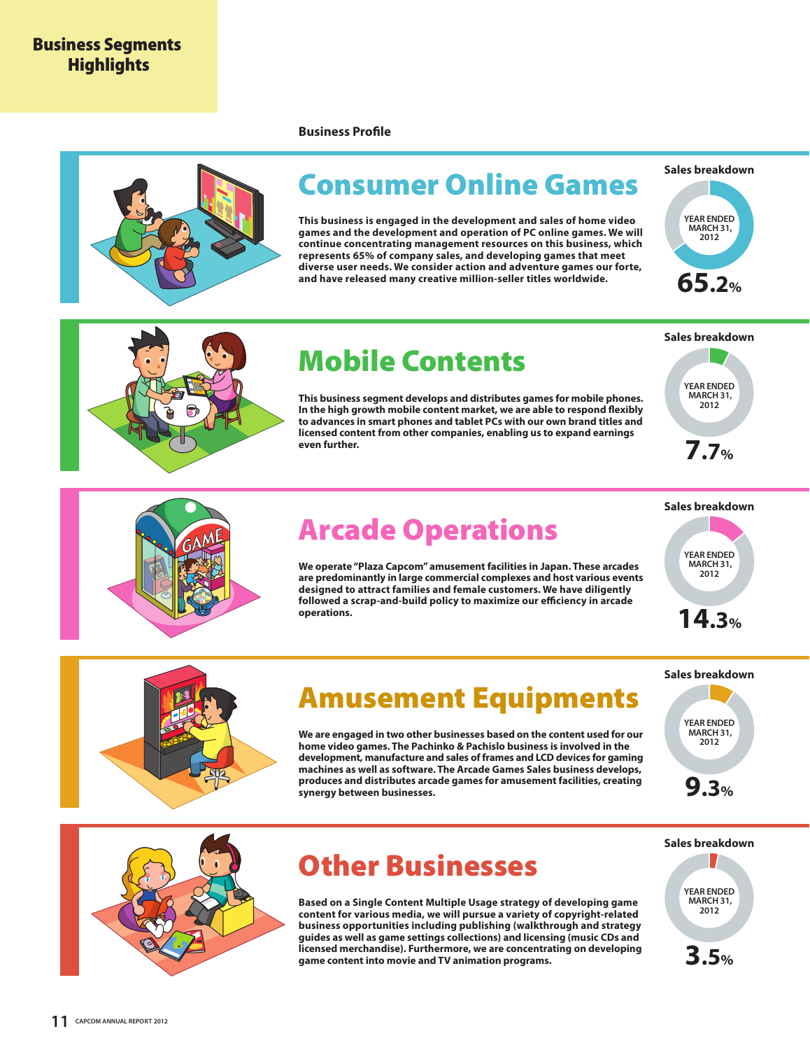# Business Segments Highlights

**Business Profile**

## Consumer Online Games

**This business is engaged in the development and sales of home video games and the development and operation of PC online games. We will continue concentrating management resources on this business, which represents 65% of company sales, and developing games that meet diverse user needs. We consider action and adventure games our forte, and have released many creative million-seller titles worldwide.**

Sales breakdown

YEAR ENDED MARCH 31, 2012

65.2%

## Mobile Contents

**This business segment develops and distributes games for mobile phones. In the high growth mobile content market, we are able to respond flexibly to advances in smart phones and tablet PCs with our own brand titles and licensed content from other companies, enabling us to expand earnings even further.**

Sales breakdown

YEAR ENDED MARCH 31, 2012

7.7%

## Arcade Operations

**We operate "Plaza Capcom" amusement facilities in Japan. These arcades are predominantly in large commercial complexes and host various events designed to attract families and female customers. We have diligently followed a scrap-and-build policy to maximize our efficiency in arcade operations.**

Sales breakdown

YEAR ENDED MARCH 31, 2012

14.3%

## Amusement Equipments

**We are engaged in two other businesses based on the content used for our home video games. The Pachinko & Pachislo business is involved in the development, manufacture and sales of frames and LCD devices for gaming machines as well as software. The Arcade Games Sales business develops, produces and distributes arcade games for amusement facilities, creating synergy between businesses.**

Sales breakdown

YEAR ENDED MARCH 31, 2012

9.3%

## Other Businesses

**Based on a Single Content Multiple Usage strategy of developing game content for various media, we will pursue a variety of copyright-related business opportunities including publishing (walkthrough and strategy guides as well as game settings collections) and licensing (music CDs and licensed merchandise). Furthermore, we are concentrating on developing game content into movie and TV animation programs.**

Sales breakdown

YEAR ENDED MARCH 31, 2012

3.5%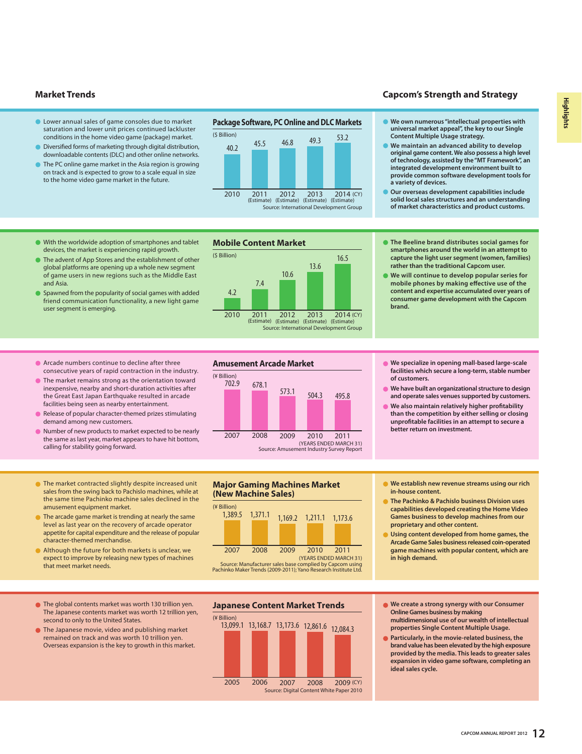## Market Trends

## Capcom's Strength and Strategy

- Lower annual sales of game consoles due to market saturation and lower unit prices continued lackluster conditions in the home video game (package) market.
- Diversified forms of marketing through digital distribution, downloadable contents (DLC) and other online networks.
- The PC online game market in the Asia region is growing on track and is expected to grow to a scale equal in size to the home video game market in the future.

### Package Software, PC Online and DLC Markets

($ Billion)

40.2, 45.5, 46.8, 49.3, 53.2

2010, 2011 (Estimate), 2012 (Estimate), 2013 (Estimate), 2014 (Estimate) (CY)

Source: International Development Group

- **We own numerous "intellectual properties with universal market appeal", the key to our Single Content Multiple Usage strategy.**
- **We maintain an advanced ability to develop original game content. We also possess a high level of technology, assisted by the "MT Framework", an integrated development environment built to provide common software development tools for a variety of devices.**
- **Our overseas development capabilities include solid local sales structures and an understanding of market characteristics and product customs.**

---

- With the worldwide adoption of smartphones and tablet devices, the market is experiencing rapid growth.
- The advent of App Stores and the establishment of other global platforms are opening up a whole new segment of game users in new regions such as the Middle East and Asia.
- Spawned from the popularity of social games with added friend communication functionality, a new light game user segment is emerging.

### Mobile Content Market

($ Billion)

4.2, 7.4, 10.6, 13.6, 16.5

2010, 2011 (Estimate), 2012 (Estimate), 2013 (Estimate), 2014 (Estimate) (CY)

Source: International Development Group

- **The Beeline brand distributes social games for smartphones around the world in an attempt to capture the light user segment (women, families) rather than the traditional Capcom user.**
- **We will continue to develop popular series for mobile phones by making effective use of the content and expertise accumulated over years of consumer game development with the Capcom brand.**

---

- Arcade numbers continue to decline after three consecutive years of rapid contraction in the industry.
- The market remains strong as the orientation toward inexpensive, nearby and short-duration activities after the Great East Japan Earthquake resulted in arcade facilities being seen as nearby entertainment.
- Release of popular character-themed prizes stimulating demand among new customers.
- Number of new products to market expected to be nearly the same as last year, market appears to have hit bottom, calling for stability going forward.

### Amusement Arcade Market

(¥ Billion)

702.9, 678.1, 573.1, 504.3, 495.8

2007, 2008, 2009, 2010, 2011

(YEARS ENDED MARCH 31)

Source: Amusement Industry Survey Report

- **We specialize in opening mall-based large-scale facilities which secure a long-term, stable number of customers.**
- **We have built an organizational structure to design and operate sales venues supported by customers.**
- **We also maintain relatively higher profitability than the competition by either selling or closing unprofitable facilities in an attempt to secure a better return on investment.**

---

- The market contracted slightly despite increased unit sales from the swing back to Pachislo machines, while at the same time Pachinko machine sales declined in the amusement equipment market.
- The arcade game market is trending at nearly the same level as last year on the recovery of arcade operator appetite for capital expenditure and the release of popular character-themed merchandise.
- Although the future for both markets is unclear, we expect to improve by releasing new types of machines that meet market needs.

### Major Gaming Machines Market (New Machine Sales)

(¥ Billion)

1,389.5, 1,371.1, 1,169.2, 1,211.1, 1,173.6

2007, 2008, 2009, 2010, 2011

(YEARS ENDED MARCH 31)

Source: Manufacturer sales base complied by Capcom using Pachinko Maker Trends (2009-2011); Yano Research Institute Ltd.

- **We establish new revenue streams using our rich in-house content.**
- **The Pachinko & Pachislo business Division uses capabilities developed creating the Home Video Games business to develop machines from our proprietary and other content.**
- **Using content developed from home games, the Arcade Game Sales business released coin-operated game machines with popular content, which are in high demand.**

---

- The global contents market was worth 130 trillion yen. The Japanese contents market was worth 12 trillion yen, second to only to the United States.
- The Japanese movie, video and publishing market remained on track and was worth 10 trillion yen. Overseas expansion is the key to growth in this market.

### Japanese Content Market Trends

(¥ Billion)

13,099.1, 13,168.7, 13,173.6, 12,861.6, 12,084.3

2005, 2006, 2007, 2008, 2009 (CY)

Source: Digital Content White Paper 2010

- **We create a strong synergy with our Consumer Online Games business by making multidimensional use of our wealth of intellectual properties Single Content Multiple Usage.**
- **Particularly, in the movie-related business, the brand value has been elevated by the high exposure provided by the media. This leads to greater sales expansion in video game software, completing an ideal sales cycle.**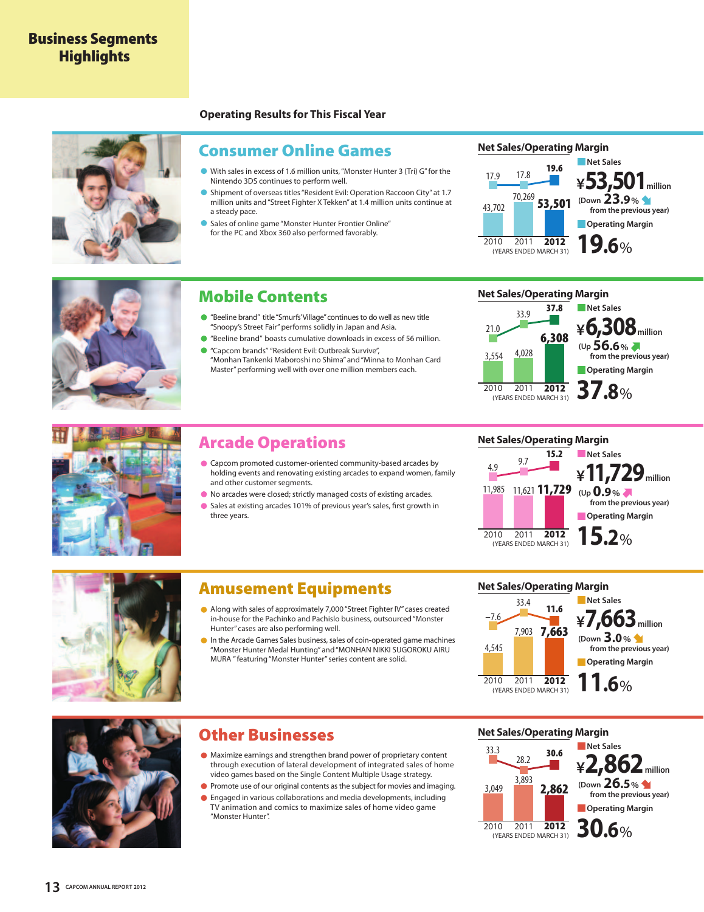# Business Segments Highlights

## Operating Results for This Fiscal Year

### Consumer Online Games

- With sales in excess of 1.6 million units, "Monster Hunter 3 (Tri) G" for the Nintendo 3DS continues to perform well.
- Shipment of overseas titles "Resident Evil: Operation Raccoon City" at 1.7 million units and "Street Fighter X Tekken" at 1.4 million units continue at a steady pace.
- Sales of online game "Monster Hunter Frontier Online" for the PC and Xbox 360 also performed favorably.

Net Sales/Operating Margin

17.9
17.8
19.6
43,702
70,269
53,501
2010 2011 2012
(YEARS ENDED MARCH 31)

Net Sales
¥53,501 million
(Down 23.9% from the previous year)

Operating Margin
19.6%

### Mobile Contents

- "Beeline brand" title "Smurfs' Village" continues to do well as new title "Snoopy's Street Fair" performs solidly in Japan and Asia.
- "Beeline brand" boasts cumulative downloads in excess of 56 million.
- "Capcom brands" "Resident Evil: Outbreak Survive", "Monhan Tankenki Maboroshi no Shima" and "Minna to Monhan Card Master" performing well with over one million members each.

Net Sales/Operating Margin

21.0
33.9
37.8
3,554
4,028
6,308
2010 2011 2012
(YEARS ENDED MARCH 31)

Net Sales
¥6,308 million
(Up 56.6% from the previous year)

Operating Margin
37.8%

### Arcade Operations

- Capcom promoted customer-oriented community-based arcades by holding events and renovating existing arcades to expand women, family and other customer segments.
- No arcades were closed; strictly managed costs of existing arcades.
- Sales at existing arcades 101% of previous year's sales, first growth in three years.

Net Sales/Operating Margin

4.9
9.7
15.2
11,985
11,621
11,729
2010 2011 2012
(YEARS ENDED MARCH 31)

Net Sales
¥11,729 million
(Up 0.9% from the previous year)

Operating Margin
15.2%

### Amusement Equipments

- Along with sales of approximately 7,000 "Street Fighter IV" cases created in-house for the Pachinko and Pachislo business, outsourced "Monster Hunter" cases are also performing well.
- In the Arcade Games Sales business, sales of coin-operated game machines "Monster Hunter Medal Hunting" and "MONHAN NIKKI SUGOROKU AIRU MURA " featuring "Monster Hunter" series content are solid.

Net Sales/Operating Margin

−7.6
33.4
11.6
4,545
7,903
7,663
2010 2011 2012
(YEARS ENDED MARCH 31)

Net Sales
¥7,663 million
(Down 3.0% from the previous year)

Operating Margin
11.6%

### Other Businesses

- Maximize earnings and strengthen brand power of proprietary content through execution of lateral development of integrated sales of home video games based on the Single Content Multiple Usage strategy.
- Promote use of our original contents as the subject for movies and imaging.
- Engaged in various collaborations and media developments, including TV animation and comics to maximize sales of home video game "Monster Hunter".

Net Sales/Operating Margin

33.3
28.2
30.6
3,049
3,893
2,862
2010 2011 2012
(YEARS ENDED MARCH 31)

Net Sales
¥2,862 million
(Down 26.5% from the previous year)

Operating Margin
30.6%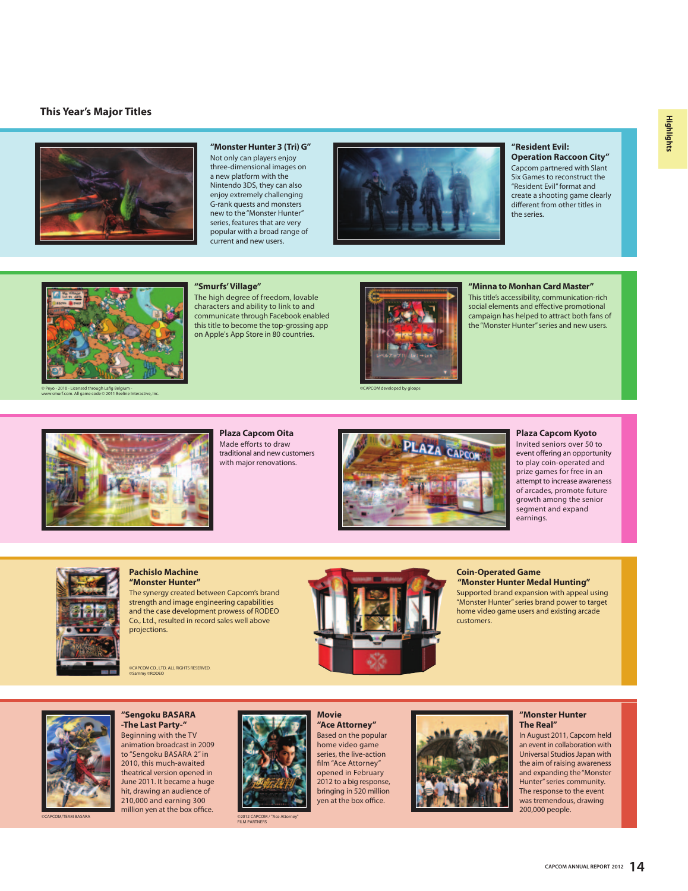## This Year's Major Titles

### "Monster Hunter 3 (Tri) G"

Not only can players enjoy three-dimensional images on a new platform with the Nintendo 3DS, they can also enjoy extremely challenging G-rank quests and monsters new to the "Monster Hunter" series, features that are very popular with a broad range of current and new users.

### "Resident Evil: Operation Raccoon City"

Capcom partnered with Slant Six Games to reconstruct the "Resident Evil" format and create a shooting game clearly different from other titles in the series.

### "Smurfs' Village"

The high degree of freedom, lovable characters and ability to link to and communicate through Facebook enabled this title to become the top-grossing app on Apple's App Store in 80 countries.

© Peyo - 2010 - Licensed through Lafig Belgium - www.smurf.com. All game code © 2011 Beeline Interactive, Inc.

### "Minna to Monhan Card Master"

This title's accessibility, communication-rich social elements and effective promotional campaign has helped to attract both fans of the "Monster Hunter" series and new users.

©CAPCOM developed by gloops

### Plaza Capcom Oita

Made efforts to draw traditional and new customers with major renovations.

### Plaza Capcom Kyoto

Invited seniors over 50 to event offering an opportunity to play coin-operated and prize games for free in an attempt to increase awareness of arcades, promote future growth among the senior segment and expand earnings.

### Pachislo Machine "Monster Hunter"

The synergy created between Capcom's brand strength and image engineering capabilities and the case development prowess of RODEO Co., Ltd., resulted in record sales well above projections.

©CAPCOM CO., LTD. ALL RIGHTS RESERVED.
©Sammy ©RODEO

### Coin-Operated Game "Monster Hunter Medal Hunting"

Supported brand expansion with appeal using "Monster Hunter" series brand power to target home video game users and existing arcade customers.

### "Sengoku BASARA -The Last Party-"

Beginning with the TV animation broadcast in 2009 to "Sengoku BASARA 2" in 2010, this much-awaited theatrical version opened in June 2011. It became a huge hit, drawing an audience of 210,000 and earning 300 million yen at the box office.

©CAPCOM/TEAM BASARA

### Movie "Ace Attorney"

Based on the popular home video game series, the live-action film "Ace Attorney" opened in February 2012 to a big response, bringing in 520 million yen at the box office.

©2012 CAPCOM / "Ace Attorney" FILM PARTNERS

### "Monster Hunter The Real"

In August 2011, Capcom held an event in collaboration with Universal Studios Japan with the aim of raising awareness and expanding the "Monster Hunter" series community. The response to the event was tremendous, drawing 200,000 people.